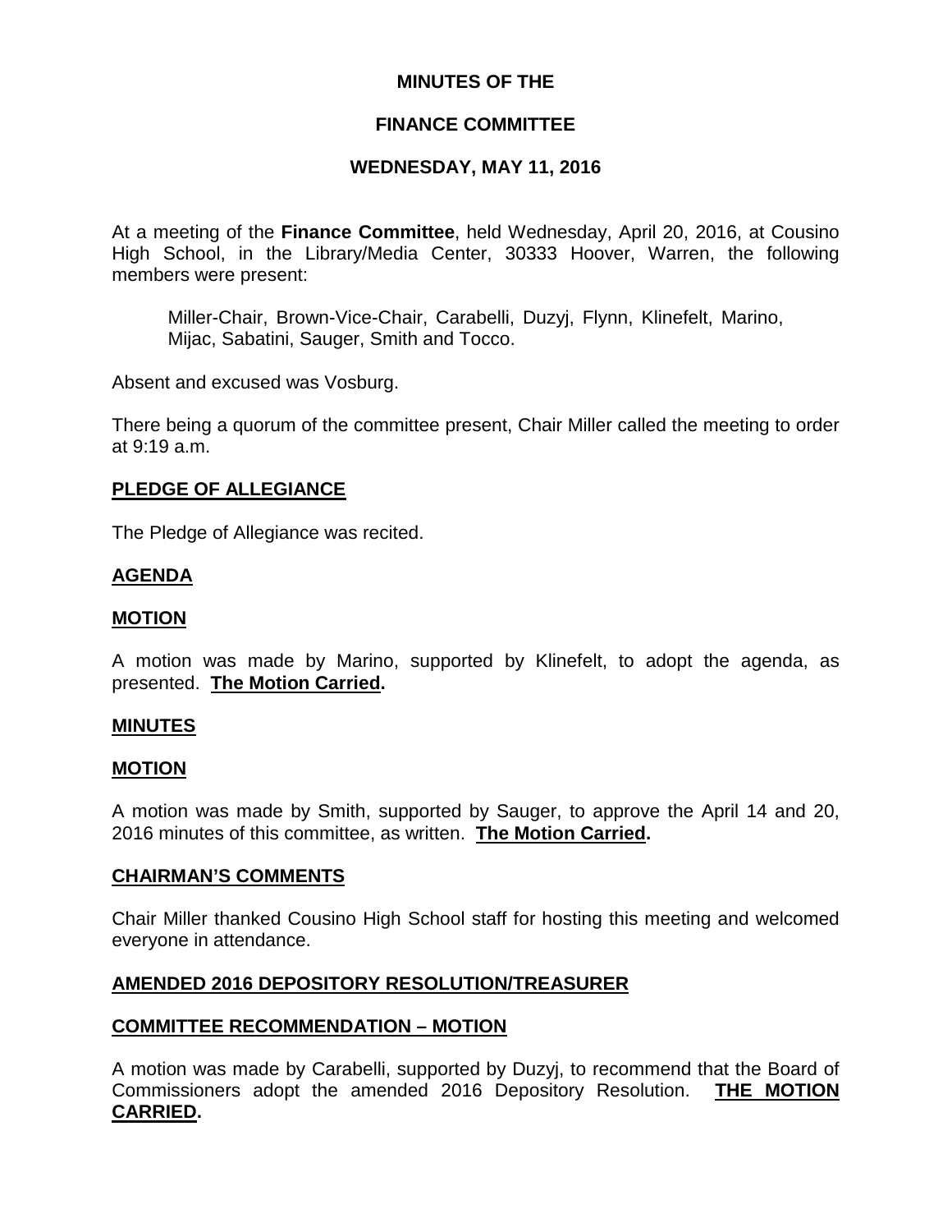**MINUTES OF THE**

**FINANCE COMMITTEE**

**WEDNESDAY, MAY 11, 2016**

At a meeting of the **Finance Committee**, held Wednesday, April 20, 2016, at Cousino High School, in the Library/Media Center, 30333 Hoover, Warren, the following members were present:

Miller-Chair, Brown-Vice-Chair, Carabelli, Duzyj, Flynn, Klinefelt, Marino, Mijac, Sabatini, Sauger, Smith and Tocco.

Absent and excused was Vosburg.

There being a quorum of the committee present, Chair Miller called the meeting to order at 9:19 a.m.

**PLEDGE OF ALLEGIANCE**

The Pledge of Allegiance was recited.

**AGENDA**

**MOTION**

A motion was made by Marino, supported by Klinefelt, to adopt the agenda, as presented. **The Motion Carried.**

**MINUTES**

**MOTION**

A motion was made by Smith, supported by Sauger, to approve the April 14 and 20, 2016 minutes of this committee, as written. **The Motion Carried.**

**CHAIRMAN'S COMMENTS**

Chair Miller thanked Cousino High School staff for hosting this meeting and welcomed everyone in attendance.

**AMENDED 2016 DEPOSITORY RESOLUTION/TREASURER**

**COMMITTEE RECOMMENDATION – MOTION**

A motion was made by Carabelli, supported by Duzyj, to recommend that the Board of Commissioners adopt the amended 2016 Depository Resolution. **THE MOTION CARRIED.**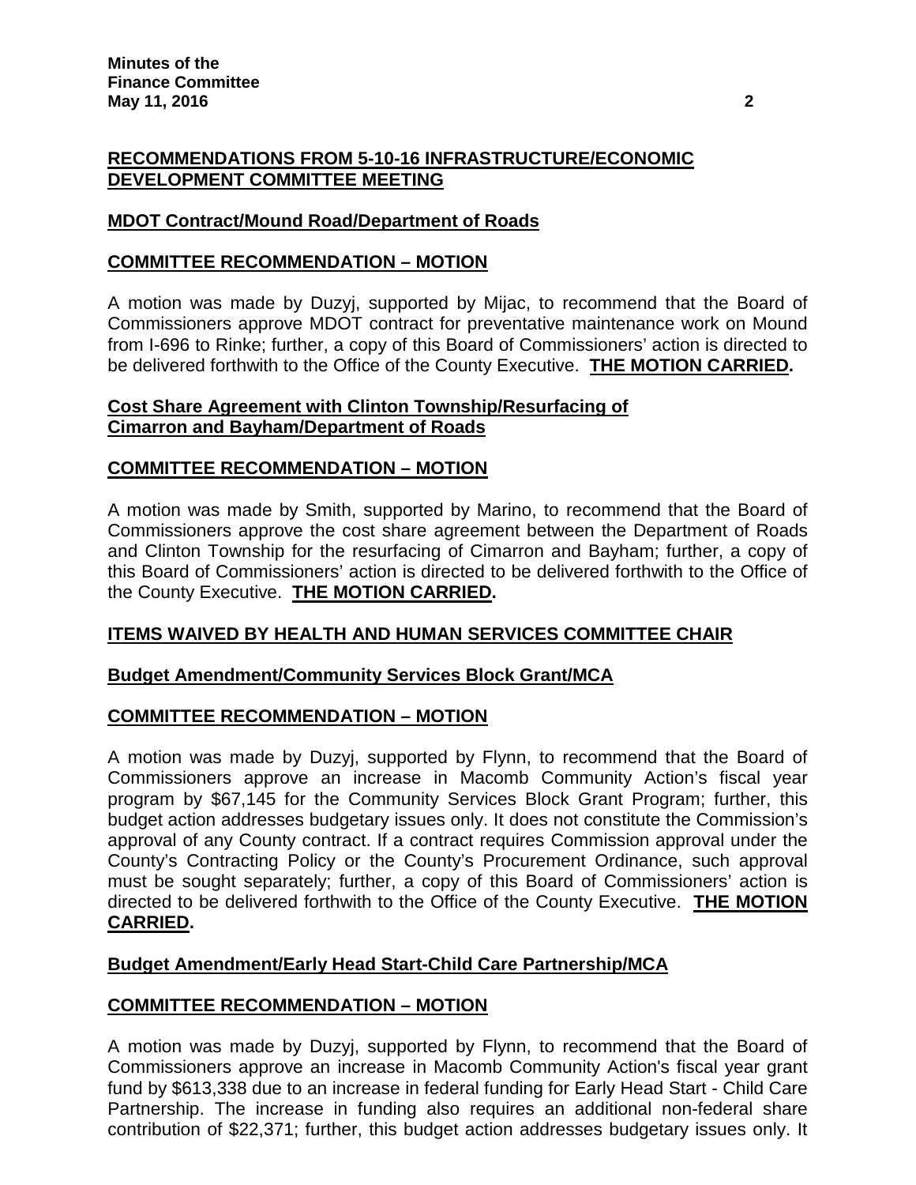**RECOMMENDATIONS FROM 5-10-16 INFRASTRUCTURE/ECONOMIC DEVELOPMENT COMMITTEE MEETING**

**MDOT Contract/Mound Road/Department of Roads**

**COMMITTEE RECOMMENDATION – MOTION**

A motion was made by Duzyj, supported by Mijac, to recommend that the Board of Commissioners approve MDOT contract for preventative maintenance work on Mound from I-696 to Rinke; further, a copy of this Board of Commissioners' action is directed to be delivered forthwith to the Office of the County Executive. **THE MOTION CARRIED.**

**Cost Share Agreement with Clinton Township/Resurfacing of Cimarron and Bayham/Department of Roads**

**COMMITTEE RECOMMENDATION – MOTION**

A motion was made by Smith, supported by Marino, to recommend that the Board of Commissioners approve the cost share agreement between the Department of Roads and Clinton Township for the resurfacing of Cimarron and Bayham; further, a copy of this Board of Commissioners' action is directed to be delivered forthwith to the Office of the County Executive. **THE MOTION CARRIED.**

**ITEMS WAIVED BY HEALTH AND HUMAN SERVICES COMMITTEE CHAIR**

**Budget Amendment/Community Services Block Grant/MCA**

**COMMITTEE RECOMMENDATION – MOTION**

A motion was made by Duzyj, supported by Flynn, to recommend that the Board of Commissioners approve an increase in Macomb Community Action's fiscal year program by $67,145 for the Community Services Block Grant Program; further, this budget action addresses budgetary issues only. It does not constitute the Commission's approval of any County contract. If a contract requires Commission approval under the County's Contracting Policy or the County's Procurement Ordinance, such approval must be sought separately; further, a copy of this Board of Commissioners' action is directed to be delivered forthwith to the Office of the County Executive. **THE MOTION CARRIED.**

**Budget Amendment/Early Head Start-Child Care Partnership/MCA**

**COMMITTEE RECOMMENDATION – MOTION**

A motion was made by Duzyj, supported by Flynn, to recommend that the Board of Commissioners approve an increase in Macomb Community Action's fiscal year grant fund by $613,338 due to an increase in federal funding for Early Head Start - Child Care Partnership. The increase in funding also requires an additional non-federal share contribution of $22,371; further, this budget action addresses budgetary issues only. It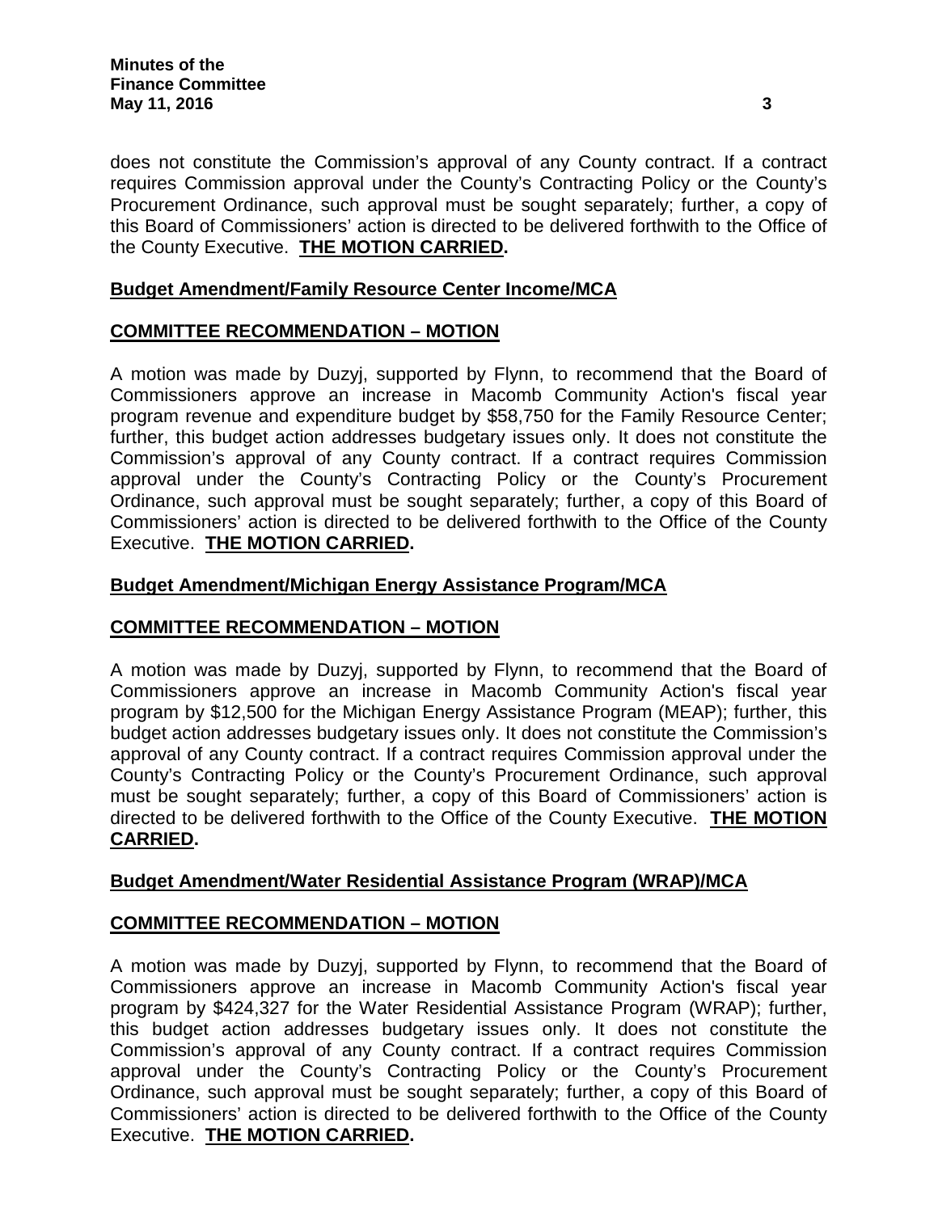does not constitute the Commission's approval of any County contract. If a contract requires Commission approval under the County's Contracting Policy or the County's Procurement Ordinance, such approval must be sought separately; further, a copy of this Board of Commissioners' action is directed to be delivered forthwith to the Office of the County Executive. **THE MOTION CARRIED.**

## Budget Amendment/Family Resource Center Income/MCA

## COMMITTEE RECOMMENDATION – MOTION

A motion was made by Duzyj, supported by Flynn, to recommend that the Board of Commissioners approve an increase in Macomb Community Action's fiscal year program revenue and expenditure budget by $58,750 for the Family Resource Center; further, this budget action addresses budgetary issues only. It does not constitute the Commission's approval of any County contract. If a contract requires Commission approval under the County's Contracting Policy or the County's Procurement Ordinance, such approval must be sought separately; further, a copy of this Board of Commissioners' action is directed to be delivered forthwith to the Office of the County Executive. **THE MOTION CARRIED.**

## Budget Amendment/Michigan Energy Assistance Program/MCA

## COMMITTEE RECOMMENDATION – MOTION

A motion was made by Duzyj, supported by Flynn, to recommend that the Board of Commissioners approve an increase in Macomb Community Action's fiscal year program by $12,500 for the Michigan Energy Assistance Program (MEAP); further, this budget action addresses budgetary issues only. It does not constitute the Commission's approval of any County contract. If a contract requires Commission approval under the County's Contracting Policy or the County's Procurement Ordinance, such approval must be sought separately; further, a copy of this Board of Commissioners' action is directed to be delivered forthwith to the Office of the County Executive. **THE MOTION CARRIED.**

## Budget Amendment/Water Residential Assistance Program (WRAP)/MCA

## COMMITTEE RECOMMENDATION – MOTION

A motion was made by Duzyj, supported by Flynn, to recommend that the Board of Commissioners approve an increase in Macomb Community Action's fiscal year program by $424,327 for the Water Residential Assistance Program (WRAP); further, this budget action addresses budgetary issues only. It does not constitute the Commission's approval of any County contract. If a contract requires Commission approval under the County's Contracting Policy or the County's Procurement Ordinance, such approval must be sought separately; further, a copy of this Board of Commissioners' action is directed to be delivered forthwith to the Office of the County Executive. **THE MOTION CARRIED.**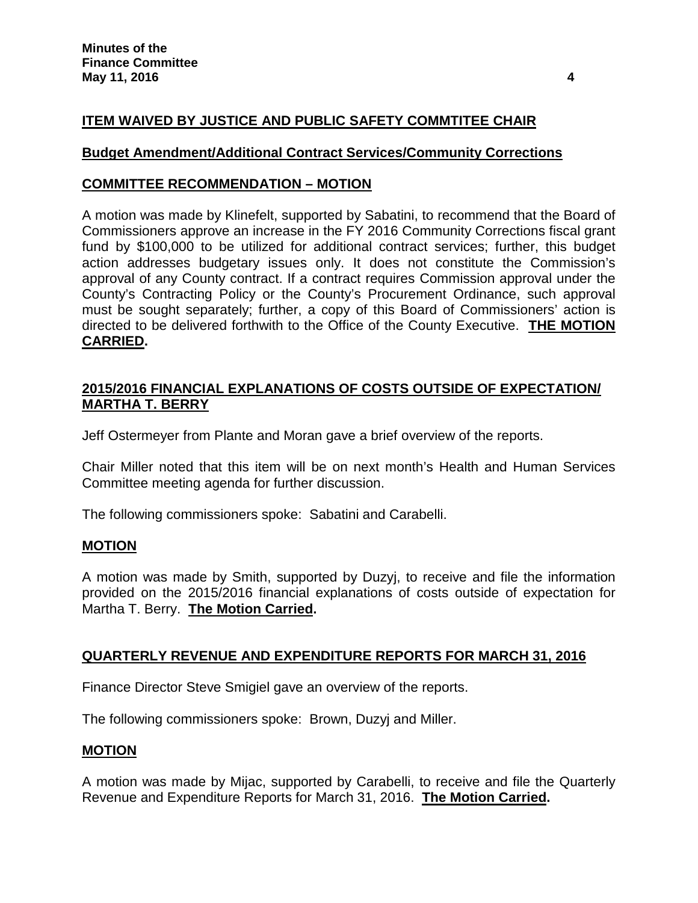**ITEM WAIVED BY JUSTICE AND PUBLIC SAFETY COMMTITEE CHAIR**

**Budget Amendment/Additional Contract Services/Community Corrections**

**COMMITTEE RECOMMENDATION – MOTION**

A motion was made by Klinefelt, supported by Sabatini, to recommend that the Board of Commissioners approve an increase in the FY 2016 Community Corrections fiscal grant fund by $100,000 to be utilized for additional contract services; further, this budget action addresses budgetary issues only. It does not constitute the Commission's approval of any County contract. If a contract requires Commission approval under the County's Contracting Policy or the County's Procurement Ordinance, such approval must be sought separately; further, a copy of this Board of Commissioners' action is directed to be delivered forthwith to the Office of the County Executive. **THE MOTION CARRIED.**

**2015/2016 FINANCIAL EXPLANATIONS OF COSTS OUTSIDE OF EXPECTATION/ MARTHA T. BERRY**

Jeff Ostermeyer from Plante and Moran gave a brief overview of the reports.

Chair Miller noted that this item will be on next month's Health and Human Services Committee meeting agenda for further discussion.

The following commissioners spoke: Sabatini and Carabelli.

**MOTION**

A motion was made by Smith, supported by Duzyj, to receive and file the information provided on the 2015/2016 financial explanations of costs outside of expectation for Martha T. Berry. **The Motion Carried.**

**QUARTERLY REVENUE AND EXPENDITURE REPORTS FOR MARCH 31, 2016**

Finance Director Steve Smigiel gave an overview of the reports.

The following commissioners spoke: Brown, Duzyj and Miller.

**MOTION**

A motion was made by Mijac, supported by Carabelli, to receive and file the Quarterly Revenue and Expenditure Reports for March 31, 2016. **The Motion Carried.**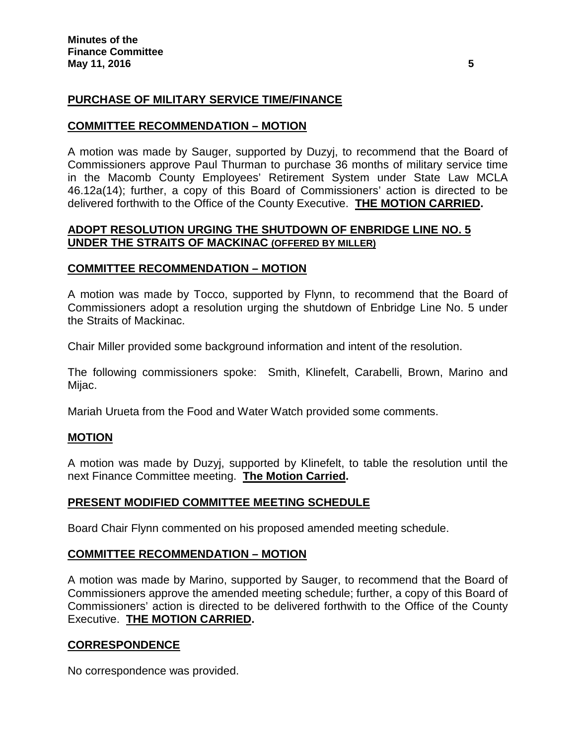## PURCHASE OF MILITARY SERVICE TIME/FINANCE

### COMMITTEE RECOMMENDATION – MOTION

A motion was made by Sauger, supported by Duzyj, to recommend that the Board of Commissioners approve Paul Thurman to purchase 36 months of military service time in the Macomb County Employees' Retirement System under State Law MCLA 46.12a(14); further, a copy of this Board of Commissioners' action is directed to be delivered forthwith to the Office of the County Executive. **THE MOTION CARRIED.**

## ADOPT RESOLUTION URGING THE SHUTDOWN OF ENBRIDGE LINE NO. 5 UNDER THE STRAITS OF MACKINAC (OFFERED BY MILLER)

### COMMITTEE RECOMMENDATION – MOTION

A motion was made by Tocco, supported by Flynn, to recommend that the Board of Commissioners adopt a resolution urging the shutdown of Enbridge Line No. 5 under the Straits of Mackinac.

Chair Miller provided some background information and intent of the resolution.

The following commissioners spoke: Smith, Klinefelt, Carabelli, Brown, Marino and Mijac.

Mariah Urueta from the Food and Water Watch provided some comments.

### MOTION

A motion was made by Duzyj, supported by Klinefelt, to table the resolution until the next Finance Committee meeting. **The Motion Carried.**

## PRESENT MODIFIED COMMITTEE MEETING SCHEDULE

Board Chair Flynn commented on his proposed amended meeting schedule.

### COMMITTEE RECOMMENDATION – MOTION

A motion was made by Marino, supported by Sauger, to recommend that the Board of Commissioners approve the amended meeting schedule; further, a copy of this Board of Commissioners' action is directed to be delivered forthwith to the Office of the County Executive. **THE MOTION CARRIED.**

## CORRESPONDENCE

No correspondence was provided.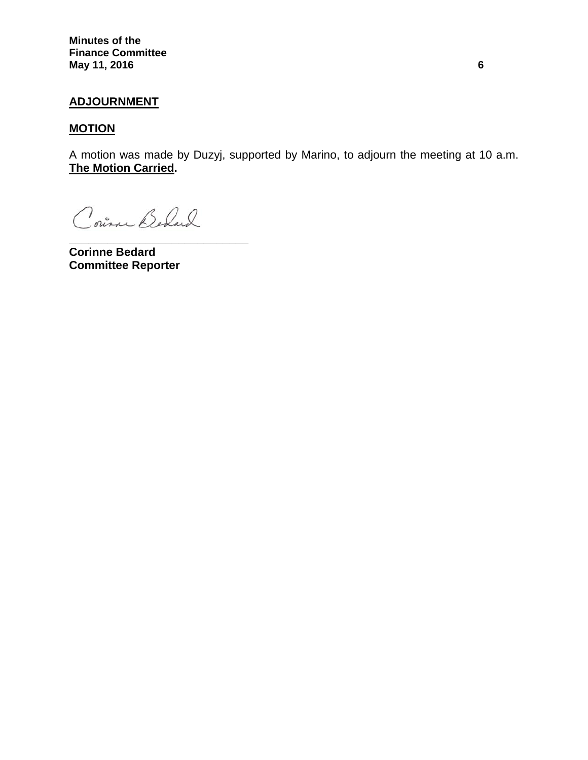**ADJOURNMENT**

**MOTION**

A motion was made by Duzyj, supported by Marino, to adjourn the meeting at 10 a.m. **The Motion Carried.**

_______________________________

**Corinne Bedard**
**Committee Reporter**